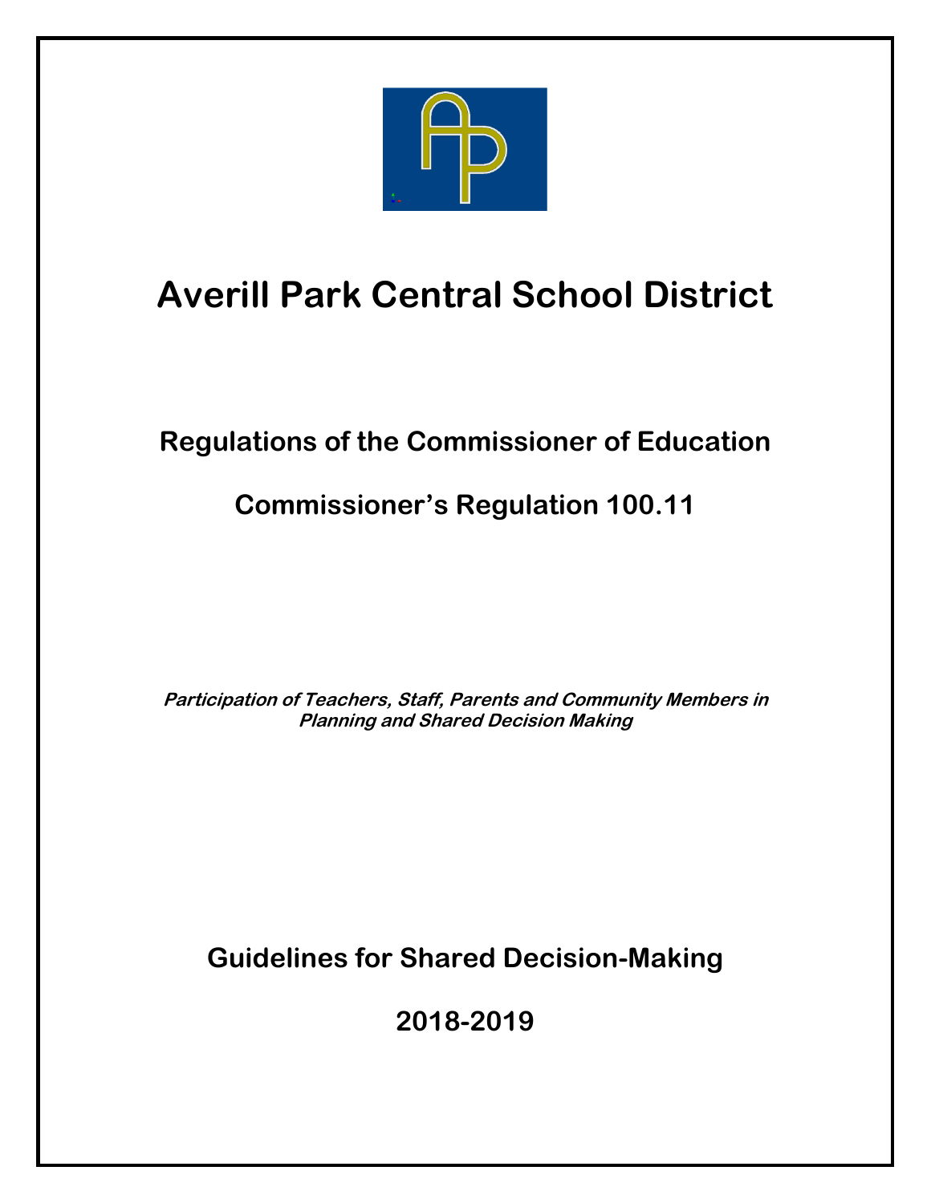# Averill Park Central School District

## Regulations of the Commissioner of Education

## Commissioner's Regulation 100.11

***Participation of Teachers, Staff, Parents and Community Members in Planning and Shared Decision Making***

## Guidelines for Shared Decision-Making

## 2018-2019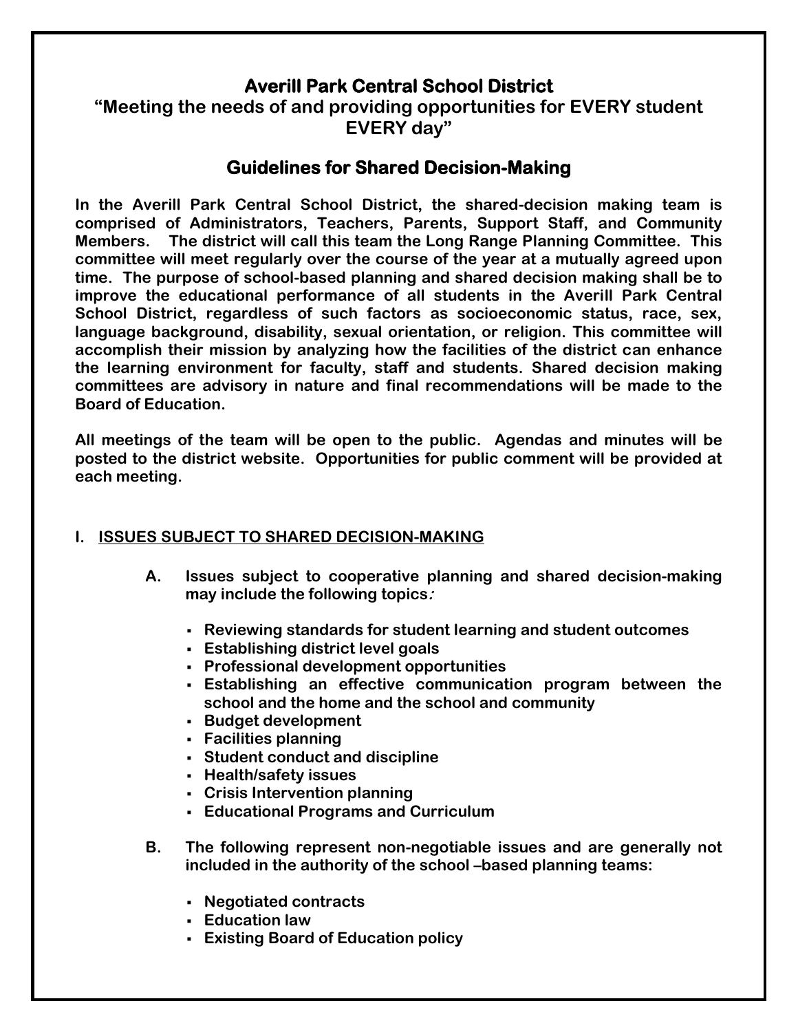# Averill Park Central School District

**"Meeting the needs of and providing opportunities for EVERY student EVERY day"**

## Guidelines for Shared Decision-Making

**In the Averill Park Central School District, the shared-decision making team is comprised of Administrators, Teachers, Parents, Support Staff, and Community Members. The district will call this team the Long Range Planning Committee. This committee will meet regularly over the course of the year at a mutually agreed upon time. The purpose of school-based planning and shared decision making shall be to improve the educational performance of all students in the Averill Park Central School District, regardless of such factors as socioeconomic status, race, sex, language background, disability, sexual orientation, or religion. This committee will accomplish their mission by analyzing how the facilities of the district can enhance the learning environment for faculty, staff and students. Shared decision making committees are advisory in nature and final recommendations will be made to the Board of Education.**

**All meetings of the team will be open to the public. Agendas and minutes will be posted to the district website. Opportunities for public comment will be provided at each meeting.**

### I. ISSUES SUBJECT TO SHARED DECISION-MAKING

**A. Issues subject to cooperative planning and shared decision-making may include the following topics:**

- Reviewing standards for student learning and student outcomes
- Establishing district level goals
- Professional development opportunities
- Establishing an effective communication program between the school and the home and the school and community
- Budget development
- Facilities planning
- Student conduct and discipline
- Health/safety issues
- Crisis Intervention planning
- Educational Programs and Curriculum

**B. The following represent non-negotiable issues and are generally not included in the authority of the school –based planning teams:**

- Negotiated contracts
- Education law
- Existing Board of Education policy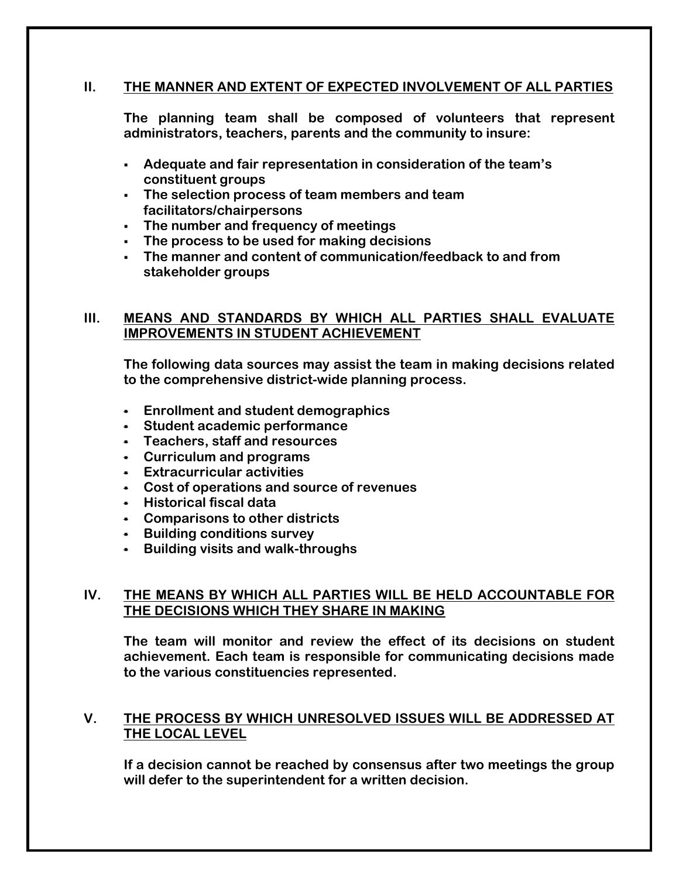## II. THE MANNER AND EXTENT OF EXPECTED INVOLVEMENT OF ALL PARTIES

**The planning team shall be composed of volunteers that represent administrators, teachers, parents and the community to insure:**

- **Adequate and fair representation in consideration of the team's constituent groups**
- **The selection process of team members and team facilitators/chairpersons**
- **The number and frequency of meetings**
- **The process to be used for making decisions**
- **The manner and content of communication/feedback to and from stakeholder groups**

## III. MEANS AND STANDARDS BY WHICH ALL PARTIES SHALL EVALUATE IMPROVEMENTS IN STUDENT ACHIEVEMENT

**The following data sources may assist the team in making decisions related to the comprehensive district-wide planning process.**

- **Enrollment and student demographics**
- **Student academic performance**
- **Teachers, staff and resources**
- **Curriculum and programs**
- **Extracurricular activities**
- **Cost of operations and source of revenues**
- **Historical fiscal data**
- **Comparisons to other districts**
- **Building conditions survey**
- **Building visits and walk-throughs**

## IV. THE MEANS BY WHICH ALL PARTIES WILL BE HELD ACCOUNTABLE FOR THE DECISIONS WHICH THEY SHARE IN MAKING

**The team will monitor and review the effect of its decisions on student achievement. Each team is responsible for communicating decisions made to the various constituencies represented.**

## V. THE PROCESS BY WHICH UNRESOLVED ISSUES WILL BE ADDRESSED AT THE LOCAL LEVEL

**If a decision cannot be reached by consensus after two meetings the group will defer to the superintendent for a written decision.**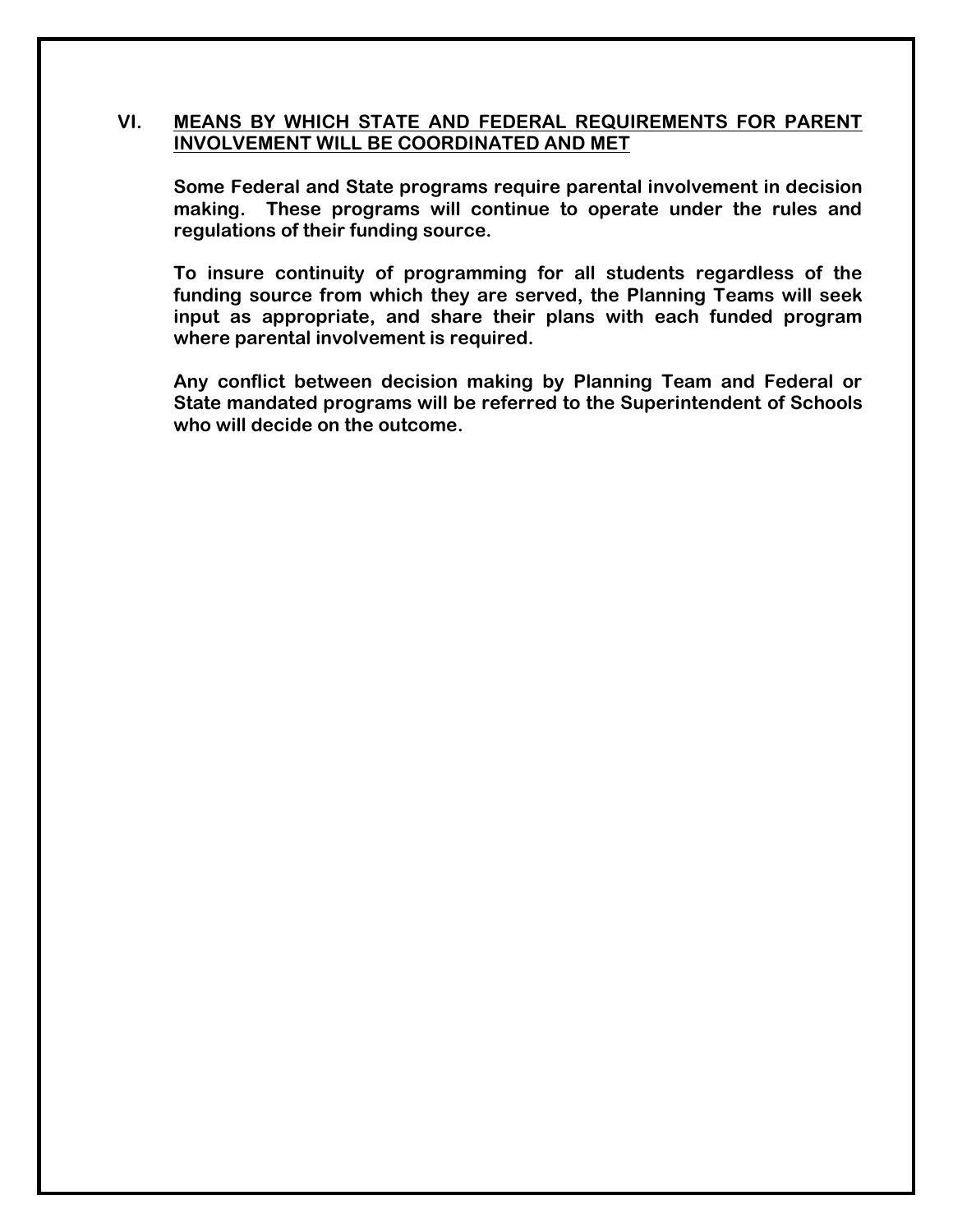## VI. MEANS BY WHICH STATE AND FEDERAL REQUIREMENTS FOR PARENT INVOLVEMENT WILL BE COORDINATED AND MET

**Some Federal and State programs require parental involvement in decision making. These programs will continue to operate under the rules and regulations of their funding source.**

**To insure continuity of programming for all students regardless of the funding source from which they are served, the Planning Teams will seek input as appropriate, and share their plans with each funded program where parental involvement is required.**

**Any conflict between decision making by Planning Team and Federal or State mandated programs will be referred to the Superintendent of Schools who will decide on the outcome.**